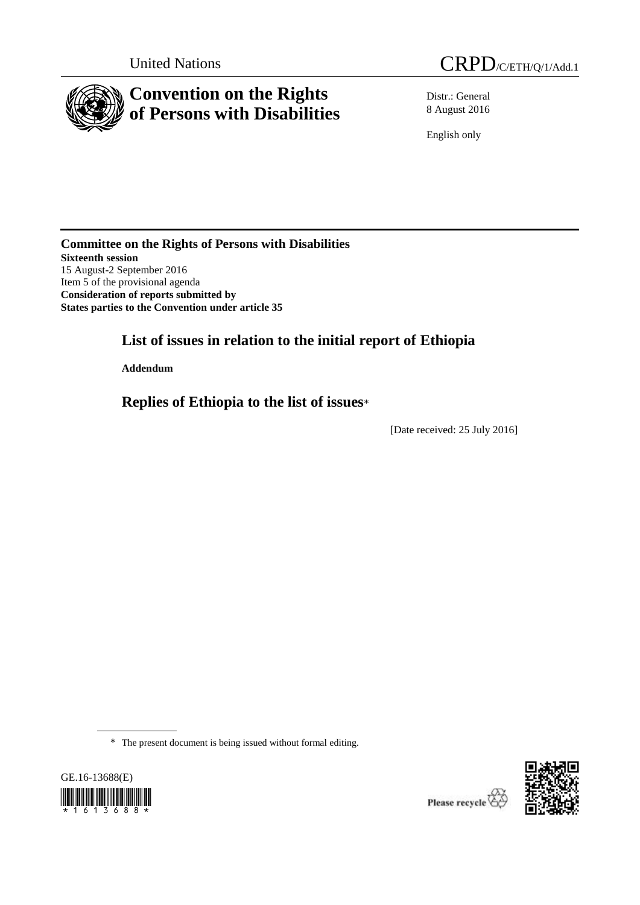United Nations

CRPD/C/ETH/Q/1/Add.1

# Convention on the Rights of Persons with Disabilities

Distr.: General
8 August 2016

English only

**Committee on the Rights of Persons with Disabilities**
**Sixteenth session**
15 August-2 September 2016
Item 5 of the provisional agenda
**Consideration of reports submitted by States parties to the Convention under article 35**

## List of issues in relation to the initial report of Ethiopia

**Addendum**

## Replies of Ethiopia to the list of issues*

[Date received: 25 July 2016]

\* The present document is being issued without formal editing.

GE.16-13688(E)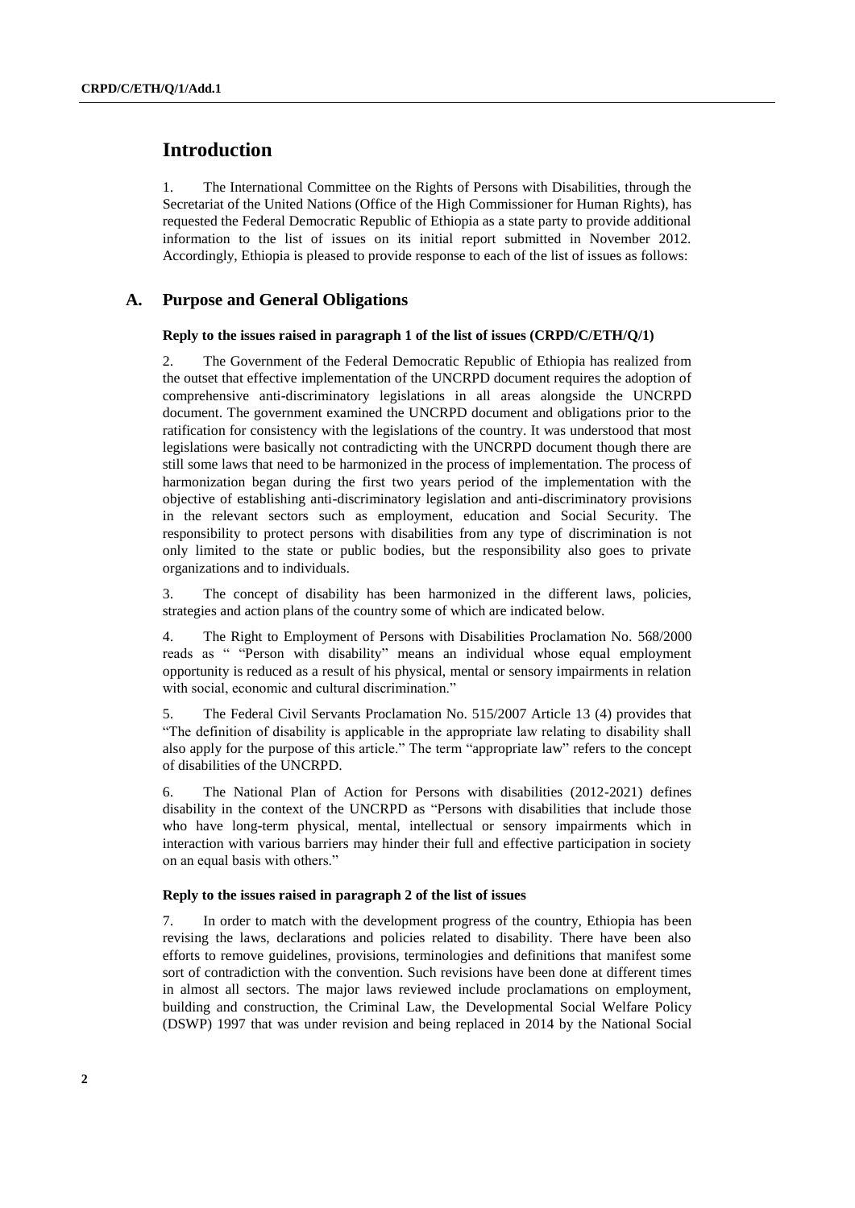# Introduction

1. The International Committee on the Rights of Persons with Disabilities, through the Secretariat of the United Nations (Office of the High Commissioner for Human Rights), has requested the Federal Democratic Republic of Ethiopia as a state party to provide additional information to the list of issues on its initial report submitted in November 2012. Accordingly, Ethiopia is pleased to provide response to each of the list of issues as follows:

## A. Purpose and General Obligations

### Reply to the issues raised in paragraph 1 of the list of issues (CRPD/C/ETH/Q/1)

2. The Government of the Federal Democratic Republic of Ethiopia has realized from the outset that effective implementation of the UNCRPD document requires the adoption of comprehensive anti-discriminatory legislations in all areas alongside the UNCRPD document. The government examined the UNCRPD document and obligations prior to the ratification for consistency with the legislations of the country. It was understood that most legislations were basically not contradicting with the UNCRPD document though there are still some laws that need to be harmonized in the process of implementation. The process of harmonization began during the first two years period of the implementation with the objective of establishing anti-discriminatory legislation and anti-discriminatory provisions in the relevant sectors such as employment, education and Social Security. The responsibility to protect persons with disabilities from any type of discrimination is not only limited to the state or public bodies, but the responsibility also goes to private organizations and to individuals.

3. The concept of disability has been harmonized in the different laws, policies, strategies and action plans of the country some of which are indicated below.

4. The Right to Employment of Persons with Disabilities Proclamation No. 568/2000 reads as " "Person with disability" means an individual whose equal employment opportunity is reduced as a result of his physical, mental or sensory impairments in relation with social, economic and cultural discrimination."

5. The Federal Civil Servants Proclamation No. 515/2007 Article 13 (4) provides that "The definition of disability is applicable in the appropriate law relating to disability shall also apply for the purpose of this article." The term "appropriate law" refers to the concept of disabilities of the UNCRPD.

6. The National Plan of Action for Persons with disabilities (2012-2021) defines disability in the context of the UNCRPD as "Persons with disabilities that include those who have long-term physical, mental, intellectual or sensory impairments which in interaction with various barriers may hinder their full and effective participation in society on an equal basis with others."

### Reply to the issues raised in paragraph 2 of the list of issues

7. In order to match with the development progress of the country, Ethiopia has been revising the laws, declarations and policies related to disability. There have been also efforts to remove guidelines, provisions, terminologies and definitions that manifest some sort of contradiction with the convention. Such revisions have been done at different times in almost all sectors. The major laws reviewed include proclamations on employment, building and construction, the Criminal Law, the Developmental Social Welfare Policy (DSWP) 1997 that was under revision and being replaced in 2014 by the National Social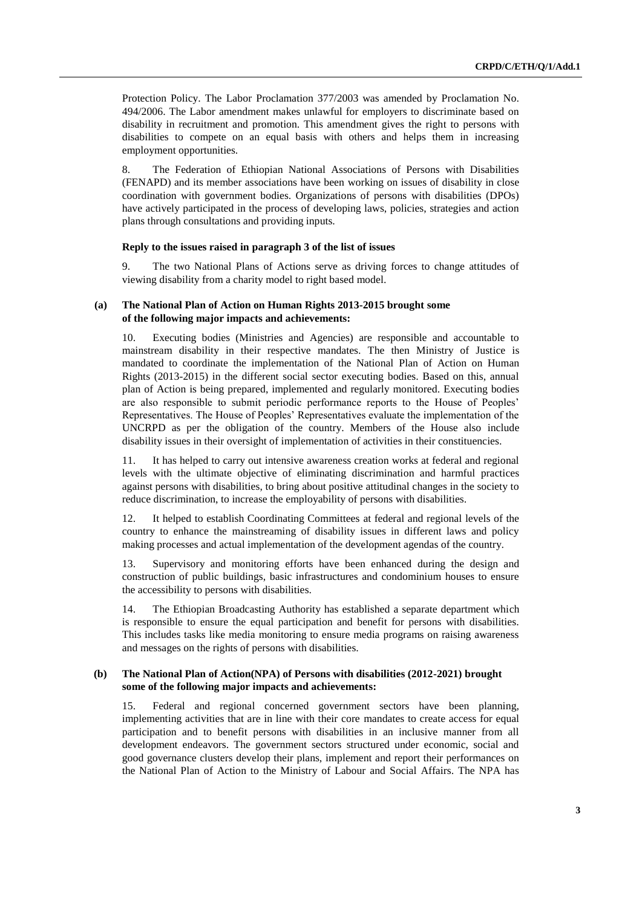Protection Policy. The Labor Proclamation 377/2003 was amended by Proclamation No. 494/2006. The Labor amendment makes unlawful for employers to discriminate based on disability in recruitment and promotion. This amendment gives the right to persons with disabilities to compete on an equal basis with others and helps them in increasing employment opportunities.

8. The Federation of Ethiopian National Associations of Persons with Disabilities (FENAPD) and its member associations have been working on issues of disability in close coordination with government bodies. Organizations of persons with disabilities (DPOs) have actively participated in the process of developing laws, policies, strategies and action plans through consultations and providing inputs.

#### Reply to the issues raised in paragraph 3 of the list of issues

9. The two National Plans of Actions serve as driving forces to change attitudes of viewing disability from a charity model to right based model.

#### (a) The National Plan of Action on Human Rights 2013-2015 brought some of the following major impacts and achievements:

10. Executing bodies (Ministries and Agencies) are responsible and accountable to mainstream disability in their respective mandates. The then Ministry of Justice is mandated to coordinate the implementation of the National Plan of Action on Human Rights (2013-2015) in the different social sector executing bodies. Based on this, annual plan of Action is being prepared, implemented and regularly monitored. Executing bodies are also responsible to submit periodic performance reports to the House of Peoples' Representatives. The House of Peoples' Representatives evaluate the implementation of the UNCRPD as per the obligation of the country. Members of the House also include disability issues in their oversight of implementation of activities in their constituencies.

11. It has helped to carry out intensive awareness creation works at federal and regional levels with the ultimate objective of eliminating discrimination and harmful practices against persons with disabilities, to bring about positive attitudinal changes in the society to reduce discrimination, to increase the employability of persons with disabilities.

12. It helped to establish Coordinating Committees at federal and regional levels of the country to enhance the mainstreaming of disability issues in different laws and policy making processes and actual implementation of the development agendas of the country.

13. Supervisory and monitoring efforts have been enhanced during the design and construction of public buildings, basic infrastructures and condominium houses to ensure the accessibility to persons with disabilities.

14. The Ethiopian Broadcasting Authority has established a separate department which is responsible to ensure the equal participation and benefit for persons with disabilities. This includes tasks like media monitoring to ensure media programs on raising awareness and messages on the rights of persons with disabilities.

#### (b) The National Plan of Action(NPA) of Persons with disabilities (2012-2021) brought some of the following major impacts and achievements:

15. Federal and regional concerned government sectors have been planning, implementing activities that are in line with their core mandates to create access for equal participation and to benefit persons with disabilities in an inclusive manner from all development endeavors. The government sectors structured under economic, social and good governance clusters develop their plans, implement and report their performances on the National Plan of Action to the Ministry of Labour and Social Affairs. The NPA has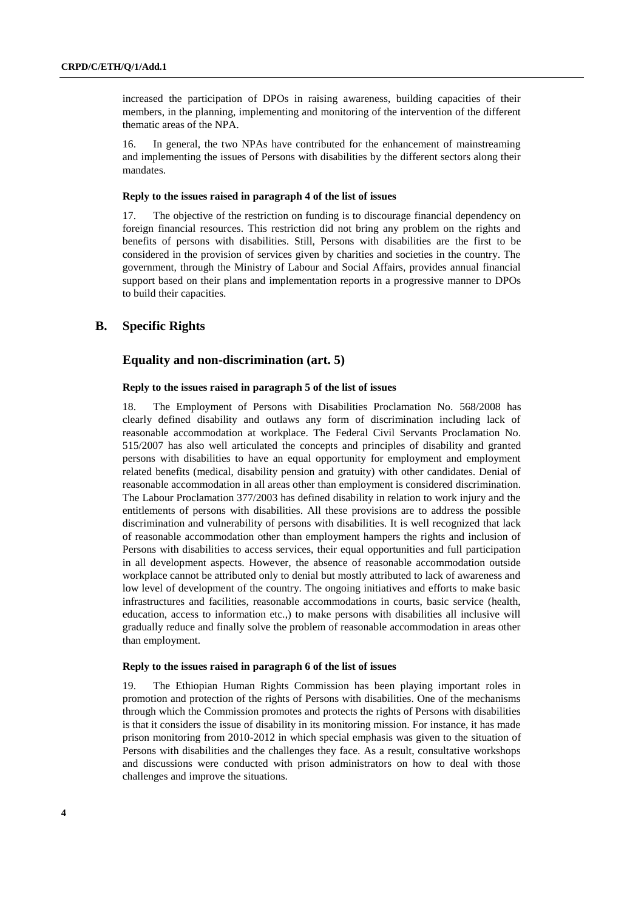increased the participation of DPOs in raising awareness, building capacities of their members, in the planning, implementing and monitoring of the intervention of the different thematic areas of the NPA.

16. In general, the two NPAs have contributed for the enhancement of mainstreaming and implementing the issues of Persons with disabilities by the different sectors along their mandates.

#### Reply to the issues raised in paragraph 4 of the list of issues

17. The objective of the restriction on funding is to discourage financial dependency on foreign financial resources. This restriction did not bring any problem on the rights and benefits of persons with disabilities. Still, Persons with disabilities are the first to be considered in the provision of services given by charities and societies in the country. The government, through the Ministry of Labour and Social Affairs, provides annual financial support based on their plans and implementation reports in a progressive manner to DPOs to build their capacities.

## B. Specific Rights

### Equality and non-discrimination (art. 5)

#### Reply to the issues raised in paragraph 5 of the list of issues

18. The Employment of Persons with Disabilities Proclamation No. 568/2008 has clearly defined disability and outlaws any form of discrimination including lack of reasonable accommodation at workplace. The Federal Civil Servants Proclamation No. 515/2007 has also well articulated the concepts and principles of disability and granted persons with disabilities to have an equal opportunity for employment and employment related benefits (medical, disability pension and gratuity) with other candidates. Denial of reasonable accommodation in all areas other than employment is considered discrimination. The Labour Proclamation 377/2003 has defined disability in relation to work injury and the entitlements of persons with disabilities. All these provisions are to address the possible discrimination and vulnerability of persons with disabilities. It is well recognized that lack of reasonable accommodation other than employment hampers the rights and inclusion of Persons with disabilities to access services, their equal opportunities and full participation in all development aspects. However, the absence of reasonable accommodation outside workplace cannot be attributed only to denial but mostly attributed to lack of awareness and low level of development of the country. The ongoing initiatives and efforts to make basic infrastructures and facilities, reasonable accommodations in courts, basic service (health, education, access to information etc.,) to make persons with disabilities all inclusive will gradually reduce and finally solve the problem of reasonable accommodation in areas other than employment.

#### Reply to the issues raised in paragraph 6 of the list of issues

19. The Ethiopian Human Rights Commission has been playing important roles in promotion and protection of the rights of Persons with disabilities. One of the mechanisms through which the Commission promotes and protects the rights of Persons with disabilities is that it considers the issue of disability in its monitoring mission. For instance, it has made prison monitoring from 2010-2012 in which special emphasis was given to the situation of Persons with disabilities and the challenges they face. As a result, consultative workshops and discussions were conducted with prison administrators on how to deal with those challenges and improve the situations.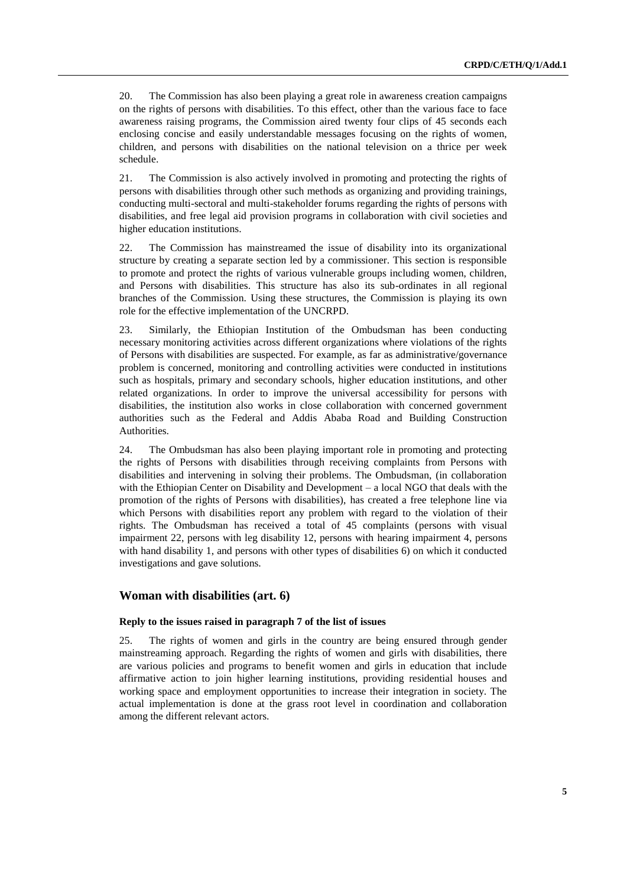20. The Commission has also been playing a great role in awareness creation campaigns on the rights of persons with disabilities. To this effect, other than the various face to face awareness raising programs, the Commission aired twenty four clips of 45 seconds each enclosing concise and easily understandable messages focusing on the rights of women, children, and persons with disabilities on the national television on a thrice per week schedule.

21. The Commission is also actively involved in promoting and protecting the rights of persons with disabilities through other such methods as organizing and providing trainings, conducting multi-sectoral and multi-stakeholder forums regarding the rights of persons with disabilities, and free legal aid provision programs in collaboration with civil societies and higher education institutions.

22. The Commission has mainstreamed the issue of disability into its organizational structure by creating a separate section led by a commissioner. This section is responsible to promote and protect the rights of various vulnerable groups including women, children, and Persons with disabilities. This structure has also its sub-ordinates in all regional branches of the Commission. Using these structures, the Commission is playing its own role for the effective implementation of the UNCRPD.

23. Similarly, the Ethiopian Institution of the Ombudsman has been conducting necessary monitoring activities across different organizations where violations of the rights of Persons with disabilities are suspected. For example, as far as administrative/governance problem is concerned, monitoring and controlling activities were conducted in institutions such as hospitals, primary and secondary schools, higher education institutions, and other related organizations. In order to improve the universal accessibility for persons with disabilities, the institution also works in close collaboration with concerned government authorities such as the Federal and Addis Ababa Road and Building Construction Authorities.

24. The Ombudsman has also been playing important role in promoting and protecting the rights of Persons with disabilities through receiving complaints from Persons with disabilities and intervening in solving their problems. The Ombudsman, (in collaboration with the Ethiopian Center on Disability and Development – a local NGO that deals with the promotion of the rights of Persons with disabilities), has created a free telephone line via which Persons with disabilities report any problem with regard to the violation of their rights. The Ombudsman has received a total of 45 complaints (persons with visual impairment 22, persons with leg disability 12, persons with hearing impairment 4, persons with hand disability 1, and persons with other types of disabilities 6) on which it conducted investigations and gave solutions.

## Woman with disabilities (art. 6)

### Reply to the issues raised in paragraph 7 of the list of issues

25. The rights of women and girls in the country are being ensured through gender mainstreaming approach. Regarding the rights of women and girls with disabilities, there are various policies and programs to benefit women and girls in education that include affirmative action to join higher learning institutions, providing residential houses and working space and employment opportunities to increase their integration in society. The actual implementation is done at the grass root level in coordination and collaboration among the different relevant actors.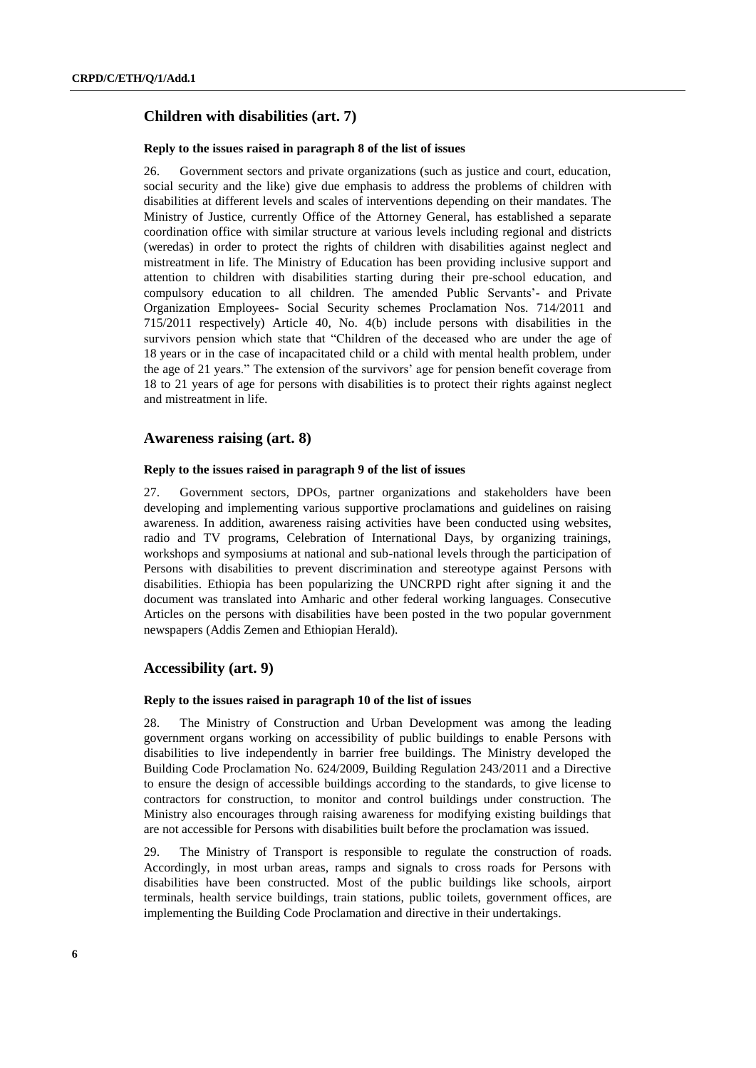## Children with disabilities (art. 7)

### Reply to the issues raised in paragraph 8 of the list of issues

26. Government sectors and private organizations (such as justice and court, education, social security and the like) give due emphasis to address the problems of children with disabilities at different levels and scales of interventions depending on their mandates. The Ministry of Justice, currently Office of the Attorney General, has established a separate coordination office with similar structure at various levels including regional and districts (weredas) in order to protect the rights of children with disabilities against neglect and mistreatment in life. The Ministry of Education has been providing inclusive support and attention to children with disabilities starting during their pre-school education, and compulsory education to all children. The amended Public Servants'- and Private Organization Employees- Social Security schemes Proclamation Nos. 714/2011 and 715/2011 respectively) Article 40, No. 4(b) include persons with disabilities in the survivors pension which state that "Children of the deceased who are under the age of 18 years or in the case of incapacitated child or a child with mental health problem, under the age of 21 years." The extension of the survivors' age for pension benefit coverage from 18 to 21 years of age for persons with disabilities is to protect their rights against neglect and mistreatment in life.

## Awareness raising (art. 8)

### Reply to the issues raised in paragraph 9 of the list of issues

27. Government sectors, DPOs, partner organizations and stakeholders have been developing and implementing various supportive proclamations and guidelines on raising awareness. In addition, awareness raising activities have been conducted using websites, radio and TV programs, Celebration of International Days, by organizing trainings, workshops and symposiums at national and sub-national levels through the participation of Persons with disabilities to prevent discrimination and stereotype against Persons with disabilities. Ethiopia has been popularizing the UNCRPD right after signing it and the document was translated into Amharic and other federal working languages. Consecutive Articles on the persons with disabilities have been posted in the two popular government newspapers (Addis Zemen and Ethiopian Herald).

## Accessibility (art. 9)

### Reply to the issues raised in paragraph 10 of the list of issues

28. The Ministry of Construction and Urban Development was among the leading government organs working on accessibility of public buildings to enable Persons with disabilities to live independently in barrier free buildings. The Ministry developed the Building Code Proclamation No. 624/2009, Building Regulation 243/2011 and a Directive to ensure the design of accessible buildings according to the standards, to give license to contractors for construction, to monitor and control buildings under construction. The Ministry also encourages through raising awareness for modifying existing buildings that are not accessible for Persons with disabilities built before the proclamation was issued.

29. The Ministry of Transport is responsible to regulate the construction of roads. Accordingly, in most urban areas, ramps and signals to cross roads for Persons with disabilities have been constructed. Most of the public buildings like schools, airport terminals, health service buildings, train stations, public toilets, government offices, are implementing the Building Code Proclamation and directive in their undertakings.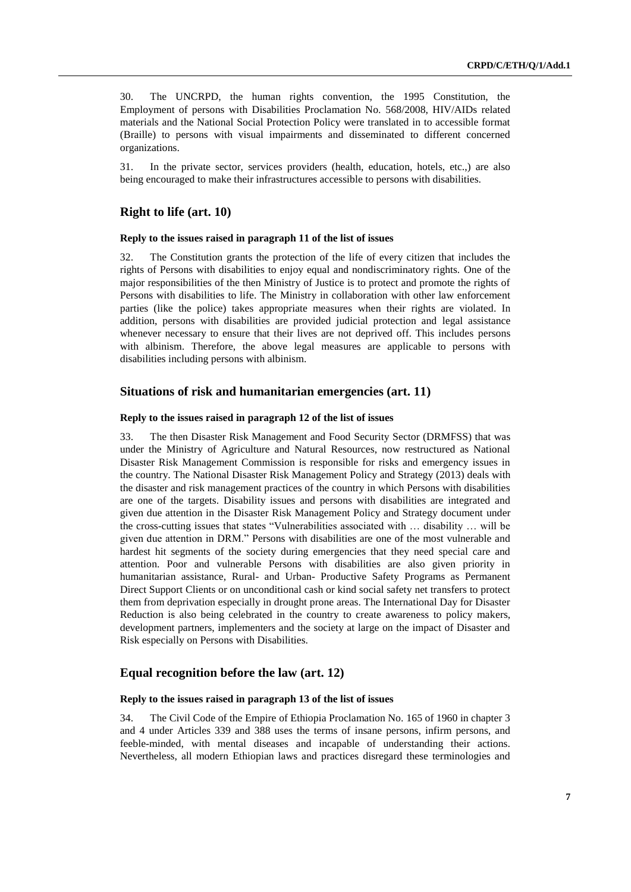30. The UNCRPD, the human rights convention, the 1995 Constitution, the Employment of persons with Disabilities Proclamation No. 568/2008, HIV/AIDs related materials and the National Social Protection Policy were translated in to accessible format (Braille) to persons with visual impairments and disseminated to different concerned organizations.

31. In the private sector, services providers (health, education, hotels, etc.,) are also being encouraged to make their infrastructures accessible to persons with disabilities.

## Right to life (art. 10)

### Reply to the issues raised in paragraph 11 of the list of issues

32. The Constitution grants the protection of the life of every citizen that includes the rights of Persons with disabilities to enjoy equal and nondiscriminatory rights. One of the major responsibilities of the then Ministry of Justice is to protect and promote the rights of Persons with disabilities to life. The Ministry in collaboration with other law enforcement parties (like the police) takes appropriate measures when their rights are violated. In addition, persons with disabilities are provided judicial protection and legal assistance whenever necessary to ensure that their lives are not deprived off. This includes persons with albinism. Therefore, the above legal measures are applicable to persons with disabilities including persons with albinism.

## Situations of risk and humanitarian emergencies (art. 11)

### Reply to the issues raised in paragraph 12 of the list of issues

33. The then Disaster Risk Management and Food Security Sector (DRMFSS) that was under the Ministry of Agriculture and Natural Resources, now restructured as National Disaster Risk Management Commission is responsible for risks and emergency issues in the country. The National Disaster Risk Management Policy and Strategy (2013) deals with the disaster and risk management practices of the country in which Persons with disabilities are one of the targets. Disability issues and persons with disabilities are integrated and given due attention in the Disaster Risk Management Policy and Strategy document under the cross-cutting issues that states "Vulnerabilities associated with … disability … will be given due attention in DRM." Persons with disabilities are one of the most vulnerable and hardest hit segments of the society during emergencies that they need special care and attention. Poor and vulnerable Persons with disabilities are also given priority in humanitarian assistance, Rural- and Urban- Productive Safety Programs as Permanent Direct Support Clients or on unconditional cash or kind social safety net transfers to protect them from deprivation especially in drought prone areas. The International Day for Disaster Reduction is also being celebrated in the country to create awareness to policy makers, development partners, implementers and the society at large on the impact of Disaster and Risk especially on Persons with Disabilities.

## Equal recognition before the law (art. 12)

### Reply to the issues raised in paragraph 13 of the list of issues

34. The Civil Code of the Empire of Ethiopia Proclamation No. 165 of 1960 in chapter 3 and 4 under Articles 339 and 388 uses the terms of insane persons, infirm persons, and feeble-minded, with mental diseases and incapable of understanding their actions. Nevertheless, all modern Ethiopian laws and practices disregard these terminologies and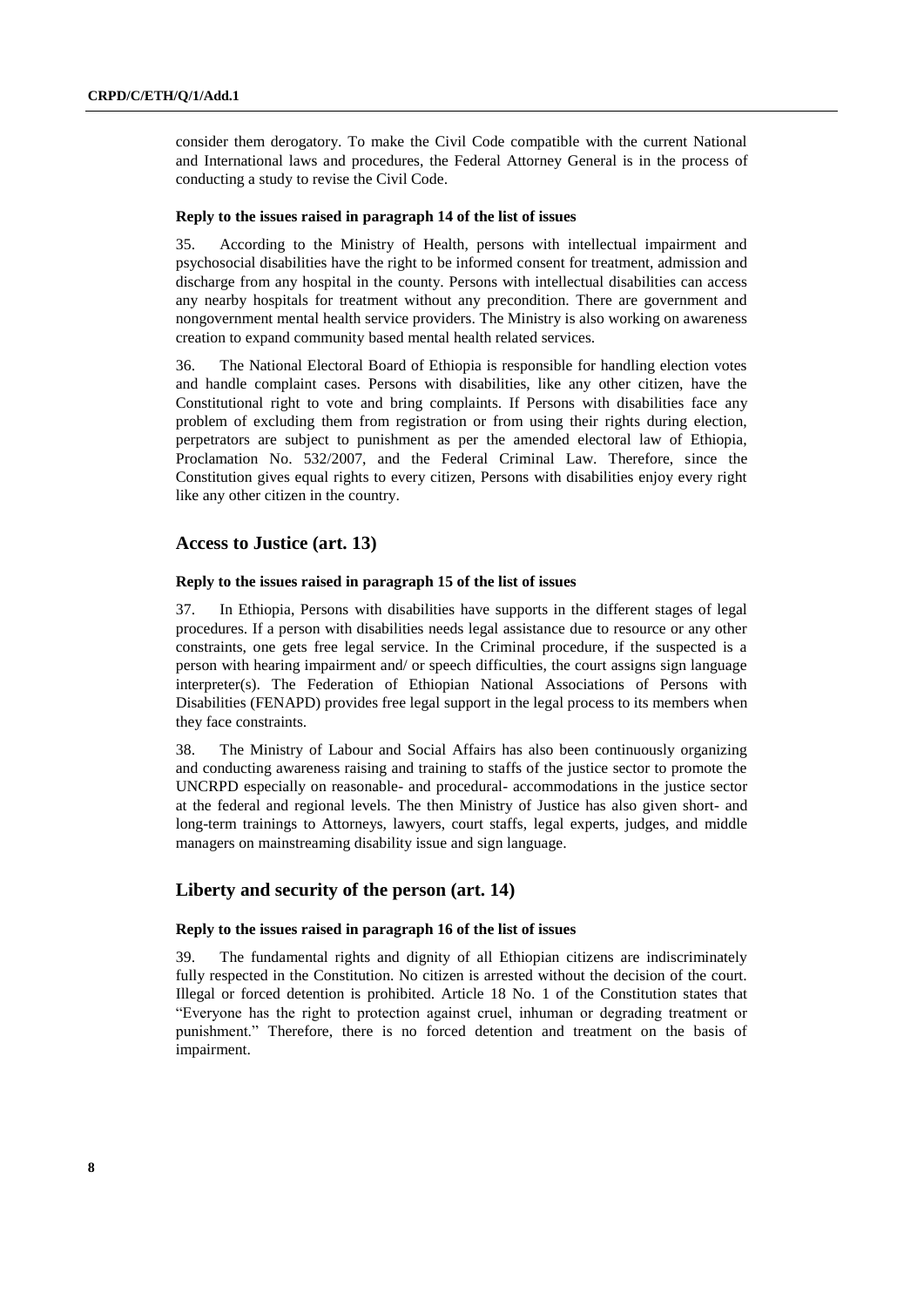consider them derogatory. To make the Civil Code compatible with the current National and International laws and procedures, the Federal Attorney General is in the process of conducting a study to revise the Civil Code.

#### Reply to the issues raised in paragraph 14 of the list of issues

35. According to the Ministry of Health, persons with intellectual impairment and psychosocial disabilities have the right to be informed consent for treatment, admission and discharge from any hospital in the county. Persons with intellectual disabilities can access any nearby hospitals for treatment without any precondition. There are government and nongovernment mental health service providers. The Ministry is also working on awareness creation to expand community based mental health related services.

36. The National Electoral Board of Ethiopia is responsible for handling election votes and handle complaint cases. Persons with disabilities, like any other citizen, have the Constitutional right to vote and bring complaints. If Persons with disabilities face any problem of excluding them from registration or from using their rights during election, perpetrators are subject to punishment as per the amended electoral law of Ethiopia, Proclamation No. 532/2007, and the Federal Criminal Law. Therefore, since the Constitution gives equal rights to every citizen, Persons with disabilities enjoy every right like any other citizen in the country.

### Access to Justice (art. 13)

#### Reply to the issues raised in paragraph 15 of the list of issues

37. In Ethiopia, Persons with disabilities have supports in the different stages of legal procedures. If a person with disabilities needs legal assistance due to resource or any other constraints, one gets free legal service. In the Criminal procedure, if the suspected is a person with hearing impairment and/ or speech difficulties, the court assigns sign language interpreter(s). The Federation of Ethiopian National Associations of Persons with Disabilities (FENAPD) provides free legal support in the legal process to its members when they face constraints.

38. The Ministry of Labour and Social Affairs has also been continuously organizing and conducting awareness raising and training to staffs of the justice sector to promote the UNCRPD especially on reasonable- and procedural- accommodations in the justice sector at the federal and regional levels. The then Ministry of Justice has also given short- and long-term trainings to Attorneys, lawyers, court staffs, legal experts, judges, and middle managers on mainstreaming disability issue and sign language.

### Liberty and security of the person (art. 14)

#### Reply to the issues raised in paragraph 16 of the list of issues

39. The fundamental rights and dignity of all Ethiopian citizens are indiscriminately fully respected in the Constitution. No citizen is arrested without the decision of the court. Illegal or forced detention is prohibited. Article 18 No. 1 of the Constitution states that "Everyone has the right to protection against cruel, inhuman or degrading treatment or punishment." Therefore, there is no forced detention and treatment on the basis of impairment.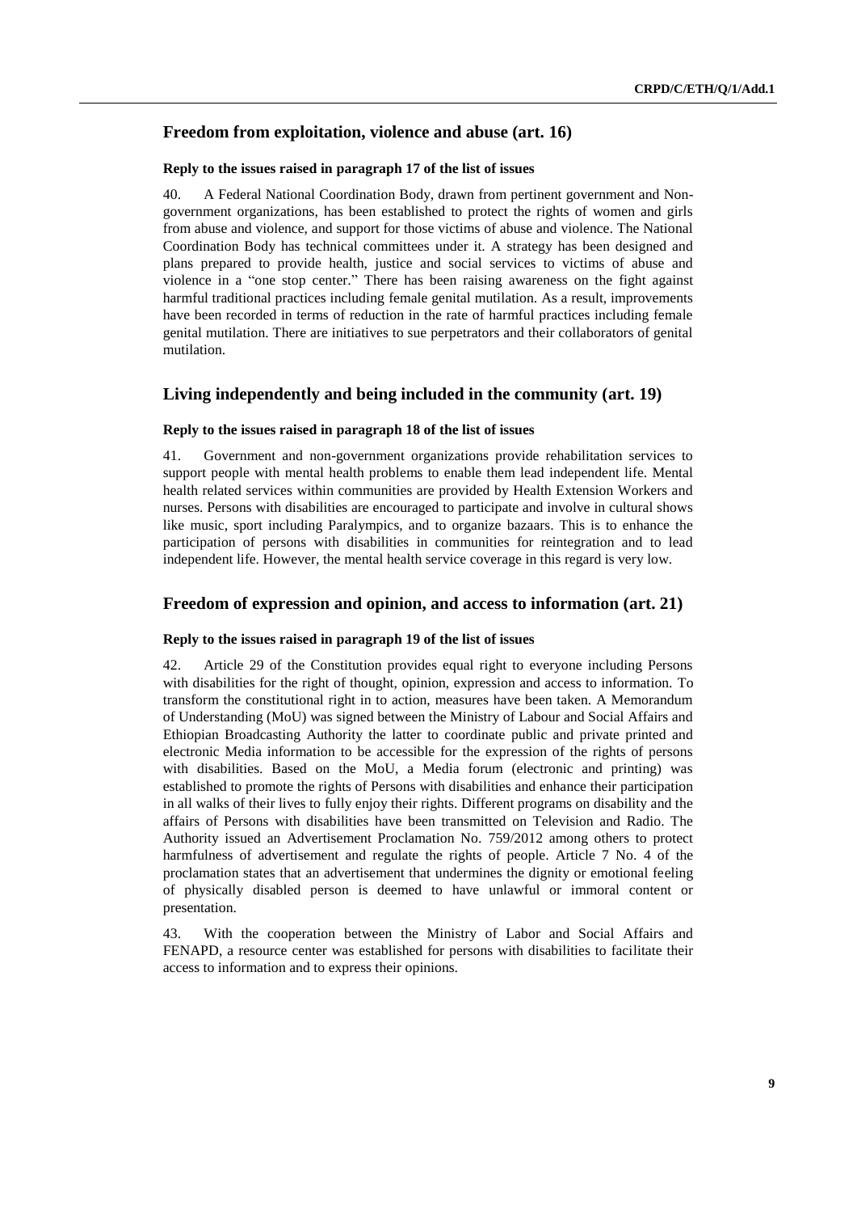## Freedom from exploitation, violence and abuse (art. 16)

### Reply to the issues raised in paragraph 17 of the list of issues

40. A Federal National Coordination Body, drawn from pertinent government and Non-government organizations, has been established to protect the rights of women and girls from abuse and violence, and support for those victims of abuse and violence. The National Coordination Body has technical committees under it. A strategy has been designed and plans prepared to provide health, justice and social services to victims of abuse and violence in a "one stop center." There has been raising awareness on the fight against harmful traditional practices including female genital mutilation. As a result, improvements have been recorded in terms of reduction in the rate of harmful practices including female genital mutilation. There are initiatives to sue perpetrators and their collaborators of genital mutilation.

## Living independently and being included in the community (art. 19)

### Reply to the issues raised in paragraph 18 of the list of issues

41. Government and non-government organizations provide rehabilitation services to support people with mental health problems to enable them lead independent life. Mental health related services within communities are provided by Health Extension Workers and nurses. Persons with disabilities are encouraged to participate and involve in cultural shows like music, sport including Paralympics, and to organize bazaars. This is to enhance the participation of persons with disabilities in communities for reintegration and to lead independent life. However, the mental health service coverage in this regard is very low.

## Freedom of expression and opinion, and access to information (art. 21)

### Reply to the issues raised in paragraph 19 of the list of issues

42. Article 29 of the Constitution provides equal right to everyone including Persons with disabilities for the right of thought, opinion, expression and access to information. To transform the constitutional right in to action, measures have been taken. A Memorandum of Understanding (MoU) was signed between the Ministry of Labour and Social Affairs and Ethiopian Broadcasting Authority the latter to coordinate public and private printed and electronic Media information to be accessible for the expression of the rights of persons with disabilities. Based on the MoU, a Media forum (electronic and printing) was established to promote the rights of Persons with disabilities and enhance their participation in all walks of their lives to fully enjoy their rights. Different programs on disability and the affairs of Persons with disabilities have been transmitted on Television and Radio. The Authority issued an Advertisement Proclamation No. 759/2012 among others to protect harmfulness of advertisement and regulate the rights of people. Article 7 No. 4 of the proclamation states that an advertisement that undermines the dignity or emotional feeling of physically disabled person is deemed to have unlawful or immoral content or presentation.

43. With the cooperation between the Ministry of Labor and Social Affairs and FENAPD, a resource center was established for persons with disabilities to facilitate their access to information and to express their opinions.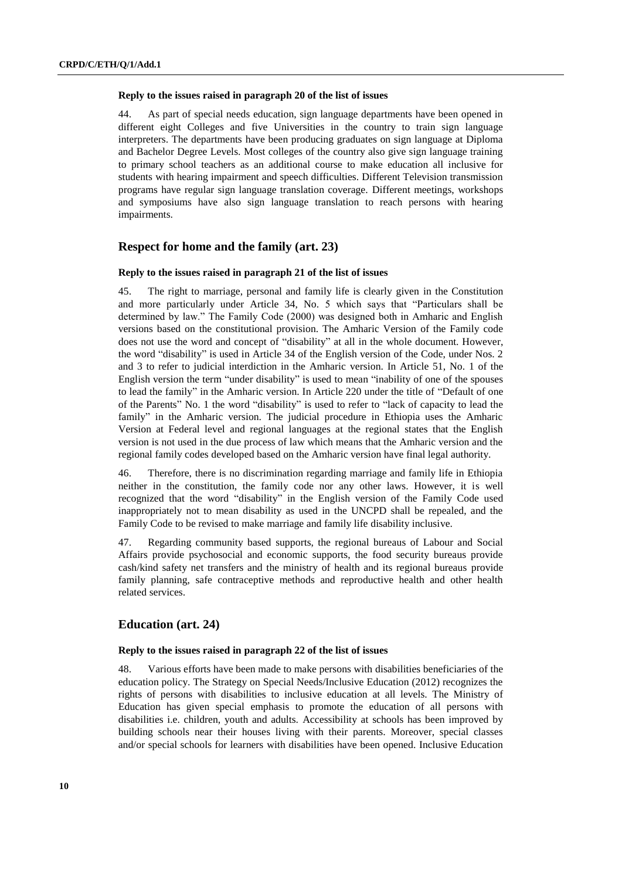**Reply to the issues raised in paragraph 20 of the list of issues**

44. As part of special needs education, sign language departments have been opened in different eight Colleges and five Universities in the country to train sign language interpreters. The departments have been producing graduates on sign language at Diploma and Bachelor Degree Levels. Most colleges of the country also give sign language training to primary school teachers as an additional course to make education all inclusive for students with hearing impairment and speech difficulties. Different Television transmission programs have regular sign language translation coverage. Different meetings, workshops and symposiums have also sign language translation to reach persons with hearing impairments.

## Respect for home and the family (art. 23)

**Reply to the issues raised in paragraph 21 of the list of issues**

45. The right to marriage, personal and family life is clearly given in the Constitution and more particularly under Article 34, No. 5 which says that "Particulars shall be determined by law." The Family Code (2000) was designed both in Amharic and English versions based on the constitutional provision. The Amharic Version of the Family code does not use the word and concept of "disability" at all in the whole document. However, the word "disability" is used in Article 34 of the English version of the Code, under Nos. 2 and 3 to refer to judicial interdiction in the Amharic version. In Article 51, No. 1 of the English version the term "under disability" is used to mean "inability of one of the spouses to lead the family" in the Amharic version. In Article 220 under the title of "Default of one of the Parents" No. 1 the word "disability" is used to refer to "lack of capacity to lead the family" in the Amharic version. The judicial procedure in Ethiopia uses the Amharic Version at Federal level and regional languages at the regional states that the English version is not used in the due process of law which means that the Amharic version and the regional family codes developed based on the Amharic version have final legal authority.

46. Therefore, there is no discrimination regarding marriage and family life in Ethiopia neither in the constitution, the family code nor any other laws. However, it is well recognized that the word "disability" in the English version of the Family Code used inappropriately not to mean disability as used in the UNCPD shall be repealed, and the Family Code to be revised to make marriage and family life disability inclusive.

47. Regarding community based supports, the regional bureaus of Labour and Social Affairs provide psychosocial and economic supports, the food security bureaus provide cash/kind safety net transfers and the ministry of health and its regional bureaus provide family planning, safe contraceptive methods and reproductive health and other health related services.

## Education (art. 24)

**Reply to the issues raised in paragraph 22 of the list of issues**

48. Various efforts have been made to make persons with disabilities beneficiaries of the education policy. The Strategy on Special Needs/Inclusive Education (2012) recognizes the rights of persons with disabilities to inclusive education at all levels. The Ministry of Education has given special emphasis to promote the education of all persons with disabilities i.e. children, youth and adults. Accessibility at schools has been improved by building schools near their houses living with their parents. Moreover, special classes and/or special schools for learners with disabilities have been opened. Inclusive Education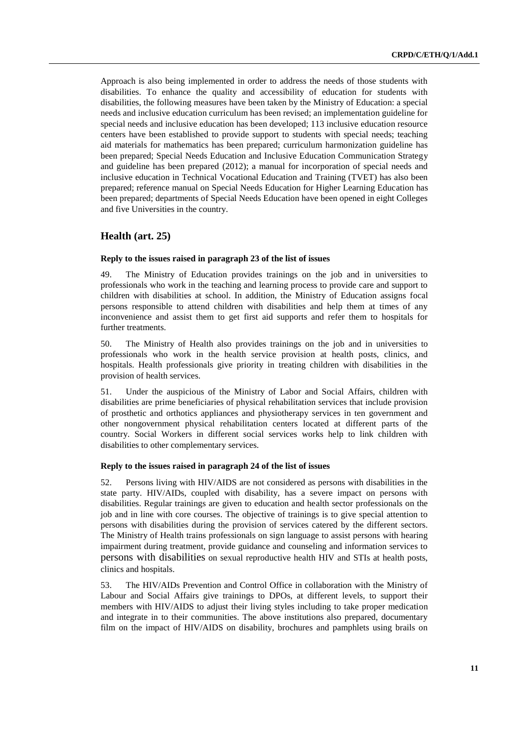Approach is also being implemented in order to address the needs of those students with disabilities. To enhance the quality and accessibility of education for students with disabilities, the following measures have been taken by the Ministry of Education: a special needs and inclusive education curriculum has been revised; an implementation guideline for special needs and inclusive education has been developed; 113 inclusive education resource centers have been established to provide support to students with special needs; teaching aid materials for mathematics has been prepared; curriculum harmonization guideline has been prepared; Special Needs Education and Inclusive Education Communication Strategy and guideline has been prepared (2012); a manual for incorporation of special needs and inclusive education in Technical Vocational Education and Training (TVET) has also been prepared; reference manual on Special Needs Education for Higher Learning Education has been prepared; departments of Special Needs Education have been opened in eight Colleges and five Universities in the country.

## Health (art. 25)

#### Reply to the issues raised in paragraph 23 of the list of issues

49. The Ministry of Education provides trainings on the job and in universities to professionals who work in the teaching and learning process to provide care and support to children with disabilities at school. In addition, the Ministry of Education assigns focal persons responsible to attend children with disabilities and help them at times of any inconvenience and assist them to get first aid supports and refer them to hospitals for further treatments.

50. The Ministry of Health also provides trainings on the job and in universities to professionals who work in the health service provision at health posts, clinics, and hospitals. Health professionals give priority in treating children with disabilities in the provision of health services.

51. Under the auspicious of the Ministry of Labor and Social Affairs, children with disabilities are prime beneficiaries of physical rehabilitation services that include provision of prosthetic and orthotics appliances and physiotherapy services in ten government and other nongovernment physical rehabilitation centers located at different parts of the country. Social Workers in different social services works help to link children with disabilities to other complementary services.

#### Reply to the issues raised in paragraph 24 of the list of issues

52. Persons living with HIV/AIDS are not considered as persons with disabilities in the state party. HIV/AIDs, coupled with disability, has a severe impact on persons with disabilities. Regular trainings are given to education and health sector professionals on the job and in line with core courses. The objective of trainings is to give special attention to persons with disabilities during the provision of services catered by the different sectors. The Ministry of Health trains professionals on sign language to assist persons with hearing impairment during treatment, provide guidance and counseling and information services to persons with disabilities on sexual reproductive health HIV and STIs at health posts, clinics and hospitals.

53. The HIV/AIDs Prevention and Control Office in collaboration with the Ministry of Labour and Social Affairs give trainings to DPOs, at different levels, to support their members with HIV/AIDS to adjust their living styles including to take proper medication and integrate in to their communities. The above institutions also prepared, documentary film on the impact of HIV/AIDS on disability, brochures and pamphlets using brails on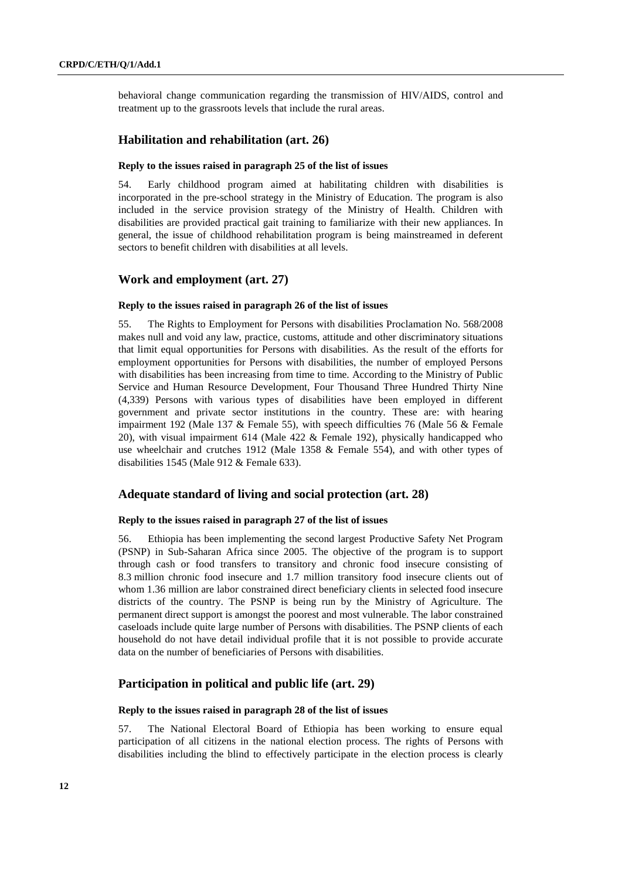behavioral change communication regarding the transmission of HIV/AIDS, control and treatment up to the grassroots levels that include the rural areas.

## Habilitation and rehabilitation (art. 26)

#### Reply to the issues raised in paragraph 25 of the list of issues

54. Early childhood program aimed at habilitating children with disabilities is incorporated in the pre-school strategy in the Ministry of Education. The program is also included in the service provision strategy of the Ministry of Health. Children with disabilities are provided practical gait training to familiarize with their new appliances. In general, the issue of childhood rehabilitation program is being mainstreamed in deferent sectors to benefit children with disabilities at all levels.

## Work and employment (art. 27)

#### Reply to the issues raised in paragraph 26 of the list of issues

55. The Rights to Employment for Persons with disabilities Proclamation No. 568/2008 makes null and void any law, practice, customs, attitude and other discriminatory situations that limit equal opportunities for Persons with disabilities. As the result of the efforts for employment opportunities for Persons with disabilities, the number of employed Persons with disabilities has been increasing from time to time. According to the Ministry of Public Service and Human Resource Development, Four Thousand Three Hundred Thirty Nine (4,339) Persons with various types of disabilities have been employed in different government and private sector institutions in the country. These are: with hearing impairment 192 (Male 137 & Female 55), with speech difficulties 76 (Male 56 & Female 20), with visual impairment 614 (Male 422 & Female 192), physically handicapped who use wheelchair and crutches 1912 (Male 1358 & Female 554), and with other types of disabilities 1545 (Male 912 & Female 633).

## Adequate standard of living and social protection (art. 28)

#### Reply to the issues raised in paragraph 27 of the list of issues

56. Ethiopia has been implementing the second largest Productive Safety Net Program (PSNP) in Sub-Saharan Africa since 2005. The objective of the program is to support through cash or food transfers to transitory and chronic food insecure consisting of 8.3 million chronic food insecure and 1.7 million transitory food insecure clients out of whom 1.36 million are labor constrained direct beneficiary clients in selected food insecure districts of the country. The PSNP is being run by the Ministry of Agriculture. The permanent direct support is amongst the poorest and most vulnerable. The labor constrained caseloads include quite large number of Persons with disabilities. The PSNP clients of each household do not have detail individual profile that it is not possible to provide accurate data on the number of beneficiaries of Persons with disabilities.

## Participation in political and public life (art. 29)

#### Reply to the issues raised in paragraph 28 of the list of issues

57. The National Electoral Board of Ethiopia has been working to ensure equal participation of all citizens in the national election process. The rights of Persons with disabilities including the blind to effectively participate in the election process is clearly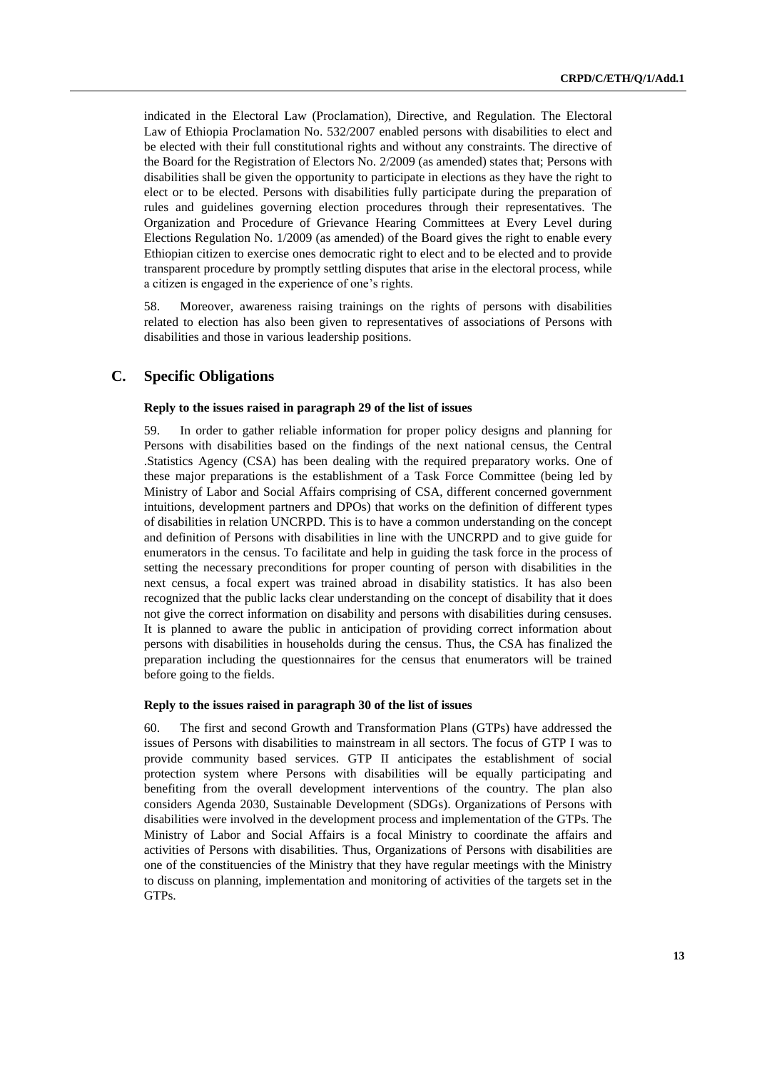indicated in the Electoral Law (Proclamation), Directive, and Regulation. The Electoral Law of Ethiopia Proclamation No. 532/2007 enabled persons with disabilities to elect and be elected with their full constitutional rights and without any constraints. The directive of the Board for the Registration of Electors No. 2/2009 (as amended) states that; Persons with disabilities shall be given the opportunity to participate in elections as they have the right to elect or to be elected. Persons with disabilities fully participate during the preparation of rules and guidelines governing election procedures through their representatives. The Organization and Procedure of Grievance Hearing Committees at Every Level during Elections Regulation No. 1/2009 (as amended) of the Board gives the right to enable every Ethiopian citizen to exercise ones democratic right to elect and to be elected and to provide transparent procedure by promptly settling disputes that arise in the electoral process, while a citizen is engaged in the experience of one's rights.

58. Moreover, awareness raising trainings on the rights of persons with disabilities related to election has also been given to representatives of associations of Persons with disabilities and those in various leadership positions.

## C. Specific Obligations

**Reply to the issues raised in paragraph 29 of the list of issues**

59. In order to gather reliable information for proper policy designs and planning for Persons with disabilities based on the findings of the next national census, the Central .Statistics Agency (CSA) has been dealing with the required preparatory works. One of these major preparations is the establishment of a Task Force Committee (being led by Ministry of Labor and Social Affairs comprising of CSA, different concerned government intuitions, development partners and DPOs) that works on the definition of different types of disabilities in relation UNCRPD. This is to have a common understanding on the concept and definition of Persons with disabilities in line with the UNCRPD and to give guide for enumerators in the census. To facilitate and help in guiding the task force in the process of setting the necessary preconditions for proper counting of person with disabilities in the next census, a focal expert was trained abroad in disability statistics. It has also been recognized that the public lacks clear understanding on the concept of disability that it does not give the correct information on disability and persons with disabilities during censuses. It is planned to aware the public in anticipation of providing correct information about persons with disabilities in households during the census. Thus, the CSA has finalized the preparation including the questionnaires for the census that enumerators will be trained before going to the fields.

**Reply to the issues raised in paragraph 30 of the list of issues**

60. The first and second Growth and Transformation Plans (GTPs) have addressed the issues of Persons with disabilities to mainstream in all sectors. The focus of GTP I was to provide community based services. GTP II anticipates the establishment of social protection system where Persons with disabilities will be equally participating and benefiting from the overall development interventions of the country. The plan also considers Agenda 2030, Sustainable Development (SDGs). Organizations of Persons with disabilities were involved in the development process and implementation of the GTPs. The Ministry of Labor and Social Affairs is a focal Ministry to coordinate the affairs and activities of Persons with disabilities. Thus, Organizations of Persons with disabilities are one of the constituencies of the Ministry that they have regular meetings with the Ministry to discuss on planning, implementation and monitoring of activities of the targets set in the GTPs.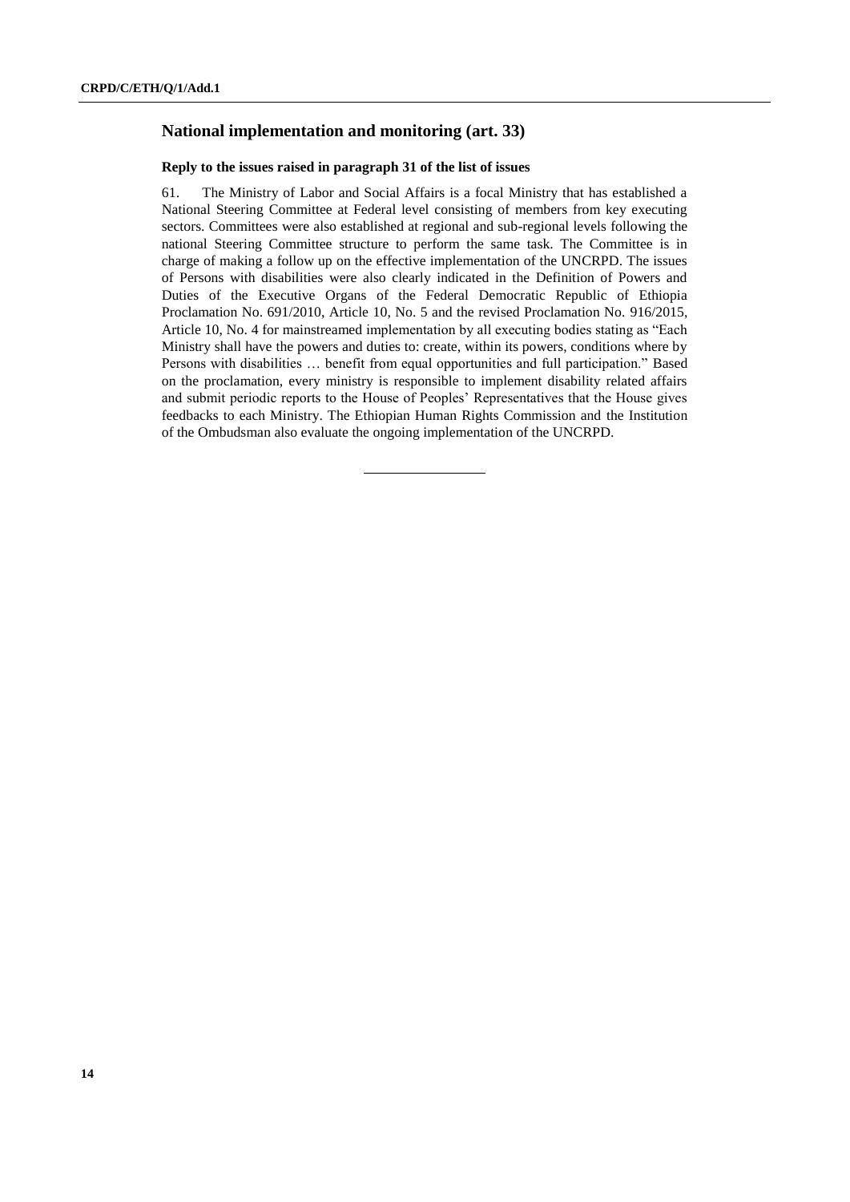## National implementation and monitoring (art. 33)

### Reply to the issues raised in paragraph 31 of the list of issues

61. The Ministry of Labor and Social Affairs is a focal Ministry that has established a National Steering Committee at Federal level consisting of members from key executing sectors. Committees were also established at regional and sub-regional levels following the national Steering Committee structure to perform the same task. The Committee is in charge of making a follow up on the effective implementation of the UNCRPD. The issues of Persons with disabilities were also clearly indicated in the Definition of Powers and Duties of the Executive Organs of the Federal Democratic Republic of Ethiopia Proclamation No. 691/2010, Article 10, No. 5 and the revised Proclamation No. 916/2015, Article 10, No. 4 for mainstreamed implementation by all executing bodies stating as "Each Ministry shall have the powers and duties to: create, within its powers, conditions where by Persons with disabilities … benefit from equal opportunities and full participation." Based on the proclamation, every ministry is responsible to implement disability related affairs and submit periodic reports to the House of Peoples' Representatives that the House gives feedbacks to each Ministry. The Ethiopian Human Rights Commission and the Institution of the Ombudsman also evaluate the ongoing implementation of the UNCRPD.